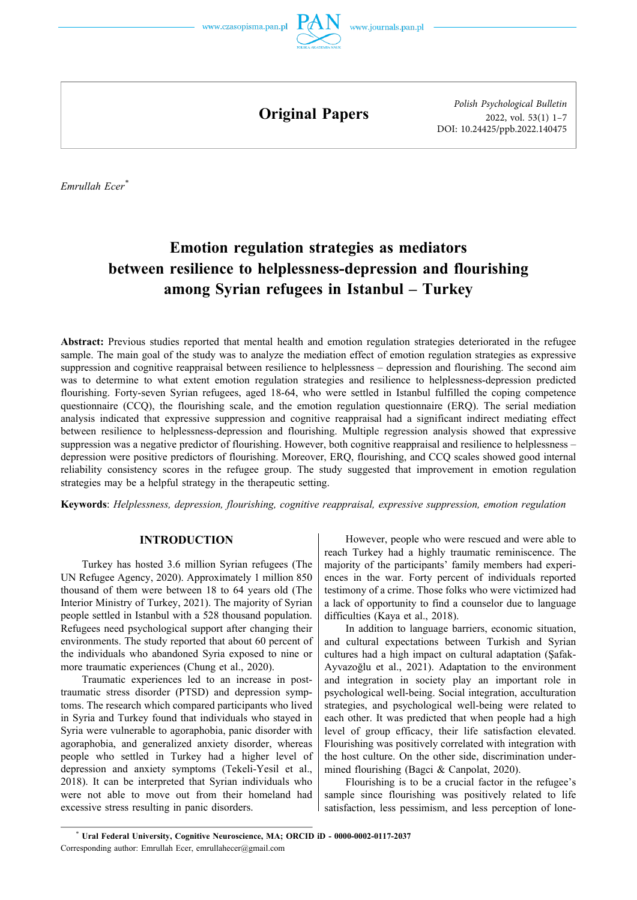Original Papers

Emrullah Ecer[*]

# Emotion regulation strategies as mediators between resilience to helplessness-depression and flourishing among Syrian refugees in Istanbul – Turkey

**Abstract:** Previous studies reported that mental health and emotion regulation strategies deteriorated in the refugee sample. The main goal of the study was to analyze the mediation effect of emotion regulation strategies as expressive suppression and cognitive reappraisal between resilience to helplessness – depression and flourishing. The second aim was to determine to what extent emotion regulation strategies and resilience to helplessness-depression predicted flourishing. Forty-seven Syrian refugees, aged 18-64, who were settled in Istanbul fulfilled the coping competence questionnaire (CCQ), the flourishing scale, and the emotion regulation questionnaire (ERQ). The serial mediation analysis indicated that expressive suppression and cognitive reappraisal had a significant indirect mediating effect between resilience to helplessness-depression and flourishing. Multiple regression analysis showed that expressive suppression was a negative predictor of flourishing. However, both cognitive reappraisal and resilience to helplessness – depression were positive predictors of flourishing. Moreover, ERQ, flourishing, and CCQ scales showed good internal reliability consistency scores in the refugee group. The study suggested that improvement in emotion regulation strategies may be a helpful strategy in the therapeutic setting.

**Keywords**: *Helplessness, depression, flourishing, cognitive reappraisal, expressive suppression, emotion regulation*

## INTRODUCTION

Turkey has hosted 3.6 million Syrian refugees (The UN Refugee Agency, 2020). Approximately 1 million 850 thousand of them were between 18 to 64 years old (The Interior Ministry of Turkey, 2021). The majority of Syrian people settled in Istanbul with a 528 thousand population. Refugees need psychological support after changing their environments. The study reported that about 60 percent of the individuals who abandoned Syria exposed to nine or more traumatic experiences (Chung et al., 2020).

Traumatic experiences led to an increase in post-traumatic stress disorder (PTSD) and depression symptoms. The research which compared participants who lived in Syria and Turkey found that individuals who stayed in Syria were vulnerable to agoraphobia, panic disorder with agoraphobia, and generalized anxiety disorder, whereas people who settled in Turkey had a higher level of depression and anxiety symptoms (Tekeli-Yesil et al., 2018). It can be interpreted that Syrian individuals who were not able to move out from their homeland had excessive stress resulting in panic disorders.

However, people who were rescued and were able to reach Turkey had a highly traumatic reminiscence. The majority of the participants' family members had experiences in the war. Forty percent of individuals reported testimony of a crime. Those folks who were victimized had a lack of opportunity to find a counselor due to language difficulties (Kaya et al., 2018).

In addition to language barriers, economic situation, and cultural expectations between Turkish and Syrian cultures had a high impact on cultural adaptation (Şafak-Ayvazoğlu et al., 2021). Adaptation to the environment and integration in society play an important role in psychological well-being. Social integration, acculturation strategies, and psychological well-being were related to each other. It was predicted that when people had a high level of group efficacy, their life satisfaction elevated. Flourishing was positively correlated with integration with the host culture. On the other side, discrimination undermined flourishing (Bagci & Canpolat, 2020).

Flourishing is to be a crucial factor in the refugee's sample since flourishing was positively related to life satisfaction, less pessimism, and less perception of lone-

---

[*] **Ural Federal University, Cognitive Neuroscience, MA; ORCID iD - 0000-0002-0117-2037**
Corresponding author: Emrullah Ecer, emrullahecer@gmail.com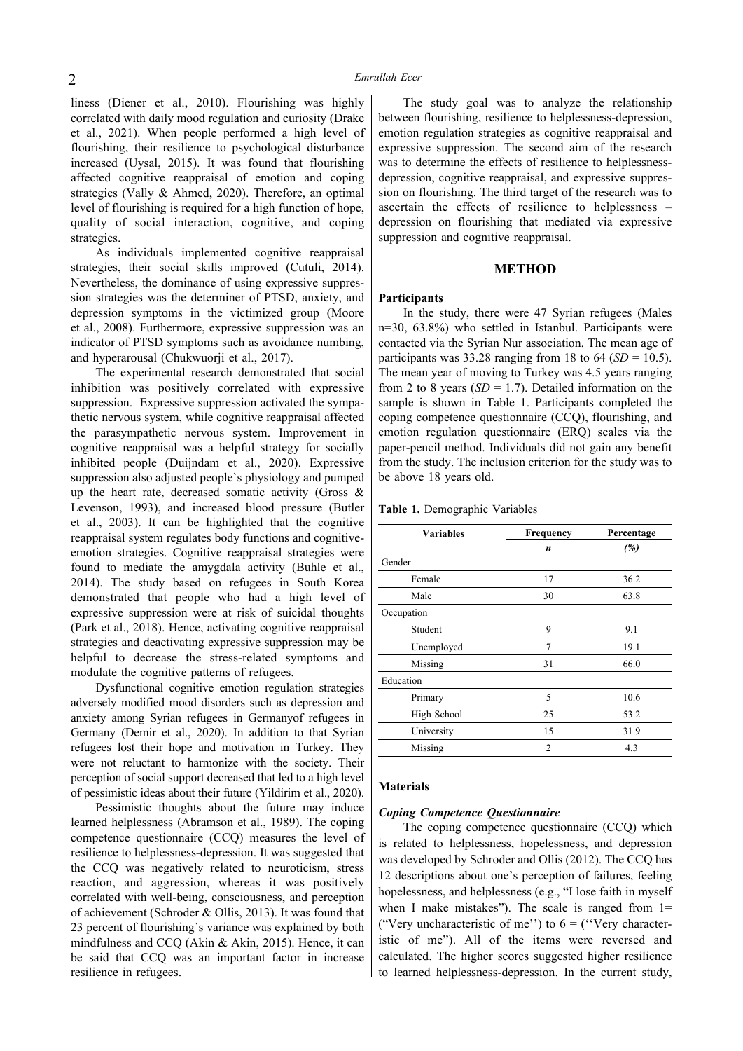liness (Diener et al., 2010). Flourishing was highly correlated with daily mood regulation and curiosity (Drake et al., 2021). When people performed a high level of flourishing, their resilience to psychological disturbance increased (Uysal, 2015). It was found that flourishing affected cognitive reappraisal of emotion and coping strategies (Vally & Ahmed, 2020). Therefore, an optimal level of flourishing is required for a high function of hope, quality of social interaction, cognitive, and coping strategies.

As individuals implemented cognitive reappraisal strategies, their social skills improved (Cutuli, 2014). Nevertheless, the dominance of using expressive suppression strategies was the determiner of PTSD, anxiety, and depression symptoms in the victimized group (Moore et al., 2008). Furthermore, expressive suppression was an indicator of PTSD symptoms such as avoidance numbing, and hyperarousal (Chukwuorji et al., 2017).

The experimental research demonstrated that social inhibition was positively correlated with expressive suppression. Expressive suppression activated the sympathetic nervous system, while cognitive reappraisal affected the parasympathetic nervous system. Improvement in cognitive reappraisal was a helpful strategy for socially inhibited people (Duijndam et al., 2020). Expressive suppression also adjusted people`s physiology and pumped up the heart rate, decreased somatic activity (Gross & Levenson, 1993), and increased blood pressure (Butler et al., 2003). It can be highlighted that the cognitive reappraisal system regulates body functions and cognitive-emotion strategies. Cognitive reappraisal strategies were found to mediate the amygdala activity (Buhle et al., 2014). The study based on refugees in South Korea demonstrated that people who had a high level of expressive suppression were at risk of suicidal thoughts (Park et al., 2018). Hence, activating cognitive reappraisal strategies and deactivating expressive suppression may be helpful to decrease the stress-related symptoms and modulate the cognitive patterns of refugees.

Dysfunctional cognitive emotion regulation strategies adversely modified mood disorders such as depression and anxiety among Syrian refugees in Germanyof refugees in Germany (Demir et al., 2020). In addition to that Syrian refugees lost their hope and motivation in Turkey. They were not reluctant to harmonize with the society. Their perception of social support decreased that led to a high level of pessimistic ideas about their future (Yildirim et al., 2020).

Pessimistic thoughts about the future may induce learned helplessness (Abramson et al., 1989). The coping competence questionnaire (CCQ) measures the level of resilience to helplessness-depression. It was suggested that the CCQ was negatively related to neuroticism, stress reaction, and aggression, whereas it was positively correlated with well-being, consciousness, and perception of achievement (Schroder & Ollis, 2013). It was found that 23 percent of flourishing`s variance was explained by both mindfulness and CCQ (Akin & Akin, 2015). Hence, it can be said that CCQ was an important factor in increase resilience in refugees.

The study goal was to analyze the relationship between flourishing, resilience to helplessness-depression, emotion regulation strategies as cognitive reappraisal and expressive suppression. The second aim of the research was to determine the effects of resilience to helplessness-depression, cognitive reappraisal, and expressive suppression on flourishing. The third target of the research was to ascertain the effects of resilience to helplessness – depression on flourishing that mediated via expressive suppression and cognitive reappraisal.

## METHOD

### Participants

In the study, there were 47 Syrian refugees (Males n=30, 63.8%) who settled in Istanbul. Participants were contacted via the Syrian Nur association. The mean age of participants was 33.28 ranging from 18 to 64 (*SD* = 10.5). The mean year of moving to Turkey was 4.5 years ranging from 2 to 8 years (*SD* = 1.7). Detailed information on the sample is shown in Table 1. Participants completed the coping competence questionnaire (CCQ), flourishing, and emotion regulation questionnaire (ERQ) scales via the paper-pencil method. Individuals did not gain any benefit from the study. The inclusion criterion for the study was to be above 18 years old.

**Table 1.** Demographic Variables

| Variables | Frequency *n* | Percentage *(%)* |
|---|---|---|
| Gender | | |
| Female | 17 | 36.2 |
| Male | 30 | 63.8 |
| Occupation | | |
| Student | 9 | 9.1 |
| Unemployed | 7 | 19.1 |
| Missing | 31 | 66.0 |
| Education | | |
| Primary | 5 | 10.6 |
| High School | 25 | 53.2 |
| University | 15 | 31.9 |
| Missing | 2 | 4.3 |

### Materials

#### *Coping Competence Questionnaire*

The coping competence questionnaire (CCQ) which is related to helplessness, hopelessness, and depression was developed by Schroder and Ollis (2012). The CCQ has 12 descriptions about one's perception of failures, feeling hopelessness, and helplessness (e.g., "I lose faith in myself when I make mistakes"). The scale is ranged from 1= ("Very uncharacteristic of me'') to 6 = (''Very characteristic of me"). All of the items were reversed and calculated. The higher scores suggested higher resilience to learned helplessness-depression. In the current study,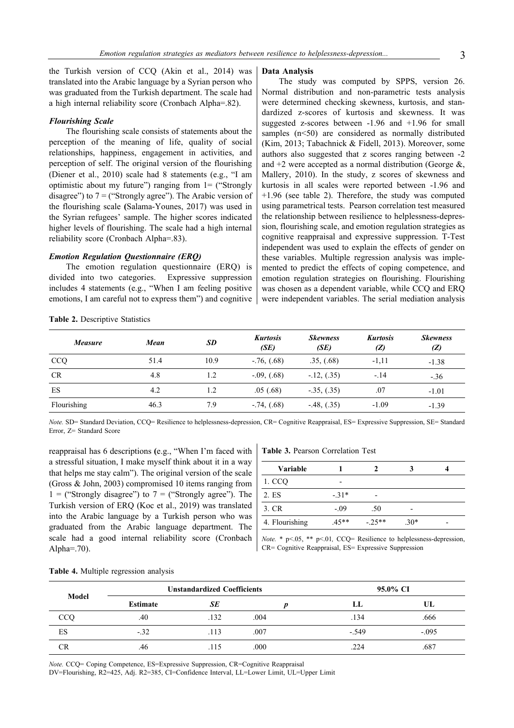the Turkish version of CCQ (Akin et al., 2014) was translated into the Arabic language by a Syrian person who was graduated from the Turkish department. The scale had a high internal reliability score (Cronbach Alpha=.82).

### *Flourishing Scale*

The flourishing scale consists of statements about the perception of the meaning of life, quality of social relationships, happiness, engagement in activities, and perception of self. The original version of the flourishing (Diener et al., 2010) scale had 8 statements (e.g., "I am optimistic about my future") ranging from 1= ("Strongly disagree") to 7 = ("Strongly agree"). The Arabic version of the flourishing scale (Salama-Younes, 2017) was used in the Syrian refugees' sample. The higher scores indicated higher levels of flourishing. The scale had a high internal reliability score (Cronbach Alpha=.83).

### *Emotion Regulation Questionnaire (ERQ)*

The emotion regulation questionnaire (ERQ) is divided into two categories. Expressive suppression includes 4 statements (e.g., "When I am feeling positive emotions, I am careful not to express them") and cognitive reappraisal has 6 descriptions (e.g., "When I'm faced with a stressful situation, I make myself think about it in a way that helps me stay calm"). The original version of the scale (Gross & John, 2003) compromised 10 items ranging from 1 = ("Strongly disagree") to 7 = ("Strongly agree"). The Turkish version of ERQ (Koc et al., 2019) was translated into the Arabic language by a Turkish person who was graduated from the Arabic language department. The scale had a good internal reliability score (Cronbach Alpha=.70).

### Data Analysis

The study was computed by SPPS, version 26. Normal distribution and non-parametric tests analysis were determined checking skewness, kurtosis, and standardized z-scores of kurtosis and skewness. It was suggested z-scores between -1.96 and +1.96 for small samples (n<50) are considered as normally distributed (Kim, 2013; Tabachnick & Fidell, 2013). Moreover, some authors also suggested that z scores ranging between -2 and +2 were accepted as a normal distribution (George &, Mallery, 2010). In the study, z scores of skewness and kurtosis in all scales were reported between -1.96 and +1.96 (see table 2). Therefore, the study was computed using parametrical tests. Pearson correlation test measured the relationship between resilience to helplessness-depression, flourishing scale, and emotion regulation strategies as cognitive reappraisal and expressive suppression. T-Test independent was used to explain the effects of gender on these variables. Multiple regression analysis was implemented to predict the effects of coping competence, and emotion regulation strategies on flourishing. Flourishing was chosen as a dependent variable, while CCQ and ERQ were independent variables. The serial mediation analysis

**Table 2.** Descriptive Statistics

| *Measure* | *Mean* | *SD* | *Kurtosis (SE)* | *Skewness (SE)* | *Kurtosis (Z)* | *Skewness (Z)* |
|---|---|---|---|---|---|---|
| CCQ | 51.4 | 10.9 | -.76, (.68) | .35, (.68) | -1,11 | -1.38 |
| CR | 4.8 | 1.2 | -.09, (.68) | -.12, (.35) | -.14 | -.36 |
| ES | 4.2 | 1.2 | .05 (.68) | -.35, (.35) | .07 | -1.01 |
| Flourishing | 46.3 | 7.9 | -.74, (.68) | -.48, (.35) | -1.09 | -1.39 |

*Note.* SD= Standard Deviation, CCQ= Resilience to helplessness-depression, CR= Cognitive Reappraisal, ES= Expressive Suppression, SE= Standard Error, Z= Standard Score

**Table 3.** Pearson Correlation Test

| Variable | 1 | 2 | 3 | 4 |
|---|---|---|---|---|
| 1. CCQ | - | | | |
| 2. ES | -.31* | - | | |
| 3. CR | -.09 | .50 | - | |
| 4. Flourishing | .45** | -.25** | .30* | - |

*Note.* * p<.05, ** p<.01, CCQ= Resilience to helplessness-depression, CR= Cognitive Reappraisal, ES= Expressive Suppression

**Table 4.** Multiple regression analysis

| Model | Unstandardized Coefficients | | | 95.0% CI | |
|---|---|---|---|---|---|
| | Estimate | *SE* | *p* | LL | UL |
| CCQ | .40 | .132 | .004 | .134 | .666 |
| ES | -.32 | .113 | .007 | -.549 | -.095 |
| CR | .46 | .115 | .000 | .224 | .687 |

*Note.* CCQ= Coping Competence, ES=Expressive Suppression, CR=Cognitive Reappraisal
DV=Flourishing, R2=425, Adj. R2=385, CI=Confidence Interval, LL=Lower Limit, UL=Upper Limit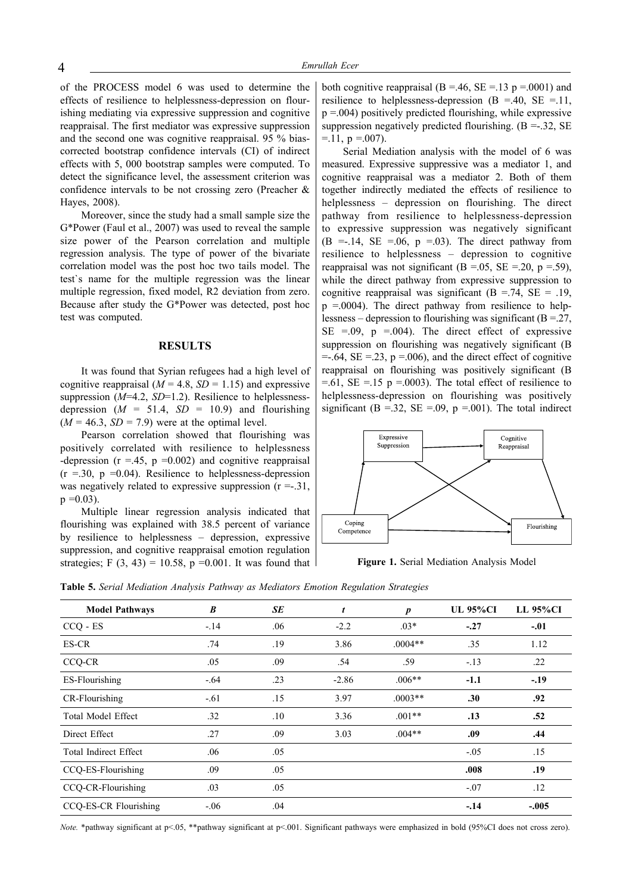of the PROCESS model 6 was used to determine the effects of resilience to helplessness-depression on flourishing mediating via expressive suppression and cognitive reappraisal. The first mediator was expressive suppression and the second one was cognitive reappraisal. 95 % bias-corrected bootstrap confidence intervals (CI) of indirect effects with 5, 000 bootstrap samples were computed. To detect the significance level, the assessment criterion was confidence intervals to be not crossing zero (Preacher & Hayes, 2008).

Moreover, since the study had a small sample size the G*Power (Faul et al., 2007) was used to reveal the sample size power of the Pearson correlation and multiple regression analysis. The type of power of the bivariate correlation model was the post hoc two tails model. The test`s name for the multiple regression was the linear multiple regression, fixed model, R2 deviation from zero. Because after study the G*Power was detected, post hoc test was computed.

## RESULTS

It was found that Syrian refugees had a high level of cognitive reappraisal ($M = 4.8$, $SD = 1.15$) and expressive suppression ($M=4.2$, $SD=1.2$). Resilience to helplessness-depression ($M = 51.4$, $SD = 10.9$) and flourishing ($M = 46.3$, $SD = 7.9$) were at the optimal level.

Pearson correlation showed that flourishing was positively correlated with resilience to helplessness -depression ($r = .45$, $p = 0.002$) and cognitive reappraisal ($r = .30$, $p = 0.04$). Resilience to helplessness-depression was negatively related to expressive suppression ($r = -.31$, $p = 0.03$).

Multiple linear regression analysis indicated that flourishing was explained with 38.5 percent of variance by resilience to helplessness – depression, expressive suppression, and cognitive reappraisal emotion regulation strategies; $F (3, 43) = 10.58$, $p = 0.001$. It was found that both cognitive reappraisal ($B = .46$, $SE = .13$ $p = .0001$) and resilience to helplessness-depression ($B = .40$, $SE = .11$, $p = .004$) positively predicted flourishing, while expressive suppression negatively predicted flourishing. ($B = -.32$, $SE = .11$, $p = .007$).

Serial Mediation analysis with the model of 6 was measured. Expressive suppressive was a mediator 1, and cognitive reappraisal was a mediator 2. Both of them together indirectly mediated the effects of resilience to helplessness – depression on flourishing. The direct pathway from resilience to helplessness-depression to expressive suppression was negatively significant ($B = -.14$, $SE = .06$, $p = .03$). The direct pathway from resilience to helplessness – depression to cognitive reappraisal was not significant ($B = .05$, $SE = .20$, $p = .59$), while the direct pathway from expressive suppression to cognitive reappraisal was significant ($B = .74$, $SE = .19$, $p = .0004$). The direct pathway from resilience to helplessness – depression to flourishing was significant ($B = .27$, $SE = .09$, $p = .004$). The direct effect of expressive suppression on flourishing was negatively significant ($B = -.64$, $SE = .23$, $p = .006$), and the direct effect of cognitive reappraisal on flourishing was positively significant ($B = .61$, $SE = .15$ $p = .0003$). The total effect of resilience to helplessness-depression on flourishing was positively significant ($B = .32$, $SE = .09$, $p = .001$). The total indirect

Expressive Suppression

Cognitive Reappraisal

Coping Competence

Flourishing

**Figure 1.** Serial Mediation Analysis Model

**Table 5.** *Serial Mediation Analysis Pathway as Mediators Emotion Regulation Strategies*

| Model Pathways | *B* | *SE* | *t* | *p* | UL 95%CI | LL 95%CI |
|---|---|---|---|---|---|---|
| CCQ - ES | -.14 | .06 | -2.2 | .03* | **-.27** | **-.01** |
| ES-CR | .74 | .19 | 3.86 | .0004** | .35 | 1.12 |
| CCQ-CR | .05 | .09 | .54 | .59 | -.13 | .22 |
| ES-Flourishing | -.64 | .23 | -2.86 | .006** | **-1.1** | **-.19** |
| CR-Flourishing | -.61 | .15 | 3.97 | .0003** | **.30** | **.92** |
| Total Model Effect | .32 | .10 | 3.36 | .001** | **.13** | **.52** |
| Direct Effect | .27 | .09 | 3.03 | .004** | **.09** | **.44** |
| Total Indirect Effect | .06 | .05 | | | -.05 | .15 |
| CCQ-ES-Flourishing | .09 | .05 | | | **.008** | **.19** |
| CCQ-CR-Flourishing | .03 | .05 | | | -.07 | .12 |
| CCQ-ES-CR Flourishing | -.06 | .04 | | | **-.14** | **-.005** |

*Note.* *pathway significant at p<.05, **pathway significant at p<.001. Significant pathways were emphasized in bold (95%CI does not cross zero).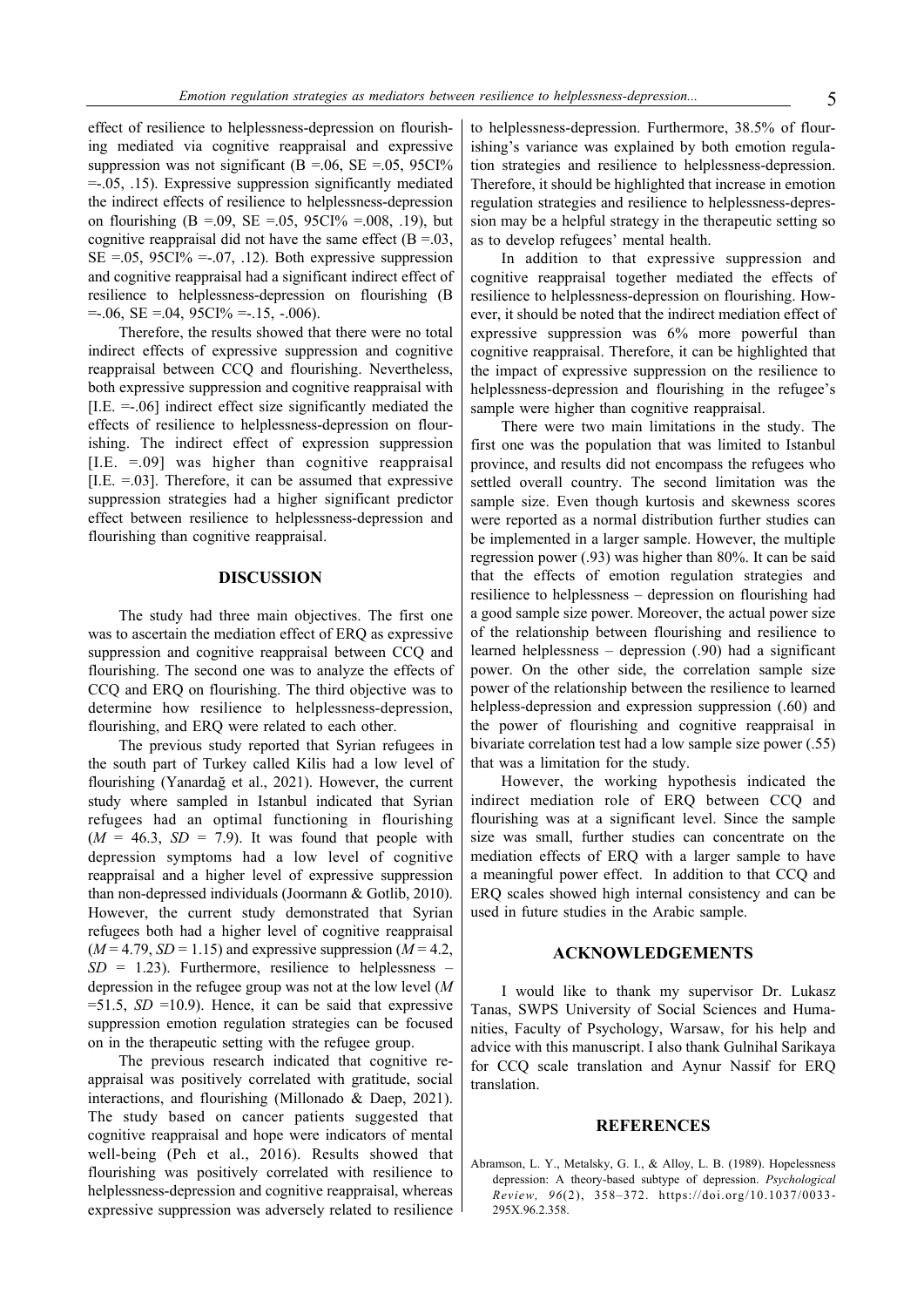effect of resilience to helplessness-depression on flourishing mediated via cognitive reappraisal and expressive suppression was not significant (B =.06, SE =.05, 95CI% =-.05, .15). Expressive suppression significantly mediated the indirect effects of resilience to helplessness-depression on flourishing (B =.09, SE =.05, 95CI% =.008, .19), but cognitive reappraisal did not have the same effect (B =.03, SE =.05, 95CI% =-.07, .12). Both expressive suppression and cognitive reappraisal had a significant indirect effect of resilience to helplessness-depression on flourishing (B =-.06, SE =.04, 95CI% =-.15, -.006).

Therefore, the results showed that there were no total indirect effects of expressive suppression and cognitive reappraisal between CCQ and flourishing. Nevertheless, both expressive suppression and cognitive reappraisal with [I.E. =-.06] indirect effect size significantly mediated the effects of resilience to helplessness-depression on flourishing. The indirect effect of expression suppression [I.E. =.09] was higher than cognitive reappraisal [I.E. =.03]. Therefore, it can be assumed that expressive suppression strategies had a higher significant predictor effect between resilience to helplessness-depression and flourishing than cognitive reappraisal.

## DISCUSSION

The study had three main objectives. The first one was to ascertain the mediation effect of ERQ as expressive suppression and cognitive reappraisal between CCQ and flourishing. The second one was to analyze the effects of CCQ and ERQ on flourishing. The third objective was to determine how resilience to helplessness-depression, flourishing, and ERQ were related to each other.

The previous study reported that Syrian refugees in the south part of Turkey called Kilis had a low level of flourishing (Yanardağ et al., 2021). However, the current study where sampled in Istanbul indicated that Syrian refugees had an optimal functioning in flourishing ($M$ = 46.3, $SD$ = 7.9). It was found that people with depression symptoms had a low level of cognitive reappraisal and a higher level of expressive suppression than non-depressed individuals (Joormann & Gotlib, 2010). However, the current study demonstrated that Syrian refugees both had a higher level of cognitive reappraisal ($M$ = 4.79, $SD$ = 1.15) and expressive suppression ($M$ = 4.2, $SD$ = 1.23). Furthermore, resilience to helplessness – depression in the refugee group was not at the low level ($M$ =51.5, $SD$ =10.9). Hence, it can be said that expressive suppression emotion regulation strategies can be focused on in the therapeutic setting with the refugee group.

The previous research indicated that cognitive reappraisal was positively correlated with gratitude, social interactions, and flourishing (Millonado & Daep, 2021). The study based on cancer patients suggested that cognitive reappraisal and hope were indicators of mental well-being (Peh et al., 2016). Results showed that flourishing was positively correlated with resilience to helplessness-depression and cognitive reappraisal, whereas expressive suppression was adversely related to resilience to helplessness-depression. Furthermore, 38.5% of flourishing's variance was explained by both emotion regulation strategies and resilience to helplessness-depression. Therefore, it should be highlighted that increase in emotion regulation strategies and resilience to helplessness-depression may be a helpful strategy in the therapeutic setting so as to develop refugees' mental health.

In addition to that expressive suppression and cognitive reappraisal together mediated the effects of resilience to helplessness-depression on flourishing. However, it should be noted that the indirect mediation effect of expressive suppression was 6% more powerful than cognitive reappraisal. Therefore, it can be highlighted that the impact of expressive suppression on the resilience to helplessness-depression and flourishing in the refugee's sample were higher than cognitive reappraisal.

There were two main limitations in the study. The first one was the population that was limited to Istanbul province, and results did not encompass the refugees who settled overall country. The second limitation was the sample size. Even though kurtosis and skewness scores were reported as a normal distribution further studies can be implemented in a larger sample. However, the multiple regression power (.93) was higher than 80%. It can be said that the effects of emotion regulation strategies and resilience to helplessness – depression on flourishing had a good sample size power. Moreover, the actual power size of the relationship between flourishing and resilience to learned helplessness – depression (.90) had a significant power. On the other side, the correlation sample size power of the relationship between the resilience to learned helpless-depression and expression suppression (.60) and the power of flourishing and cognitive reappraisal in bivariate correlation test had a low sample size power (.55) that was a limitation for the study.

However, the working hypothesis indicated the indirect mediation role of ERQ between CCQ and flourishing was at a significant level. Since the sample size was small, further studies can concentrate on the mediation effects of ERQ with a larger sample to have a meaningful power effect. In addition to that CCQ and ERQ scales showed high internal consistency and can be used in future studies in the Arabic sample.

## ACKNOWLEDGEMENTS

I would like to thank my supervisor Dr. Lukasz Tanas, SWPS University of Social Sciences and Humanities, Faculty of Psychology, Warsaw, for his help and advice with this manuscript. I also thank Gulnihal Sarikaya for CCQ scale translation and Aynur Nassif for ERQ translation.

## REFERENCES

Abramson, L. Y., Metalsky, G. I., & Alloy, L. B. (1989). Hopelessness depression: A theory-based subtype of depression. *Psychological Review, 96*(2), 358–372. https://doi.org/10.1037/0033-295X.96.2.358.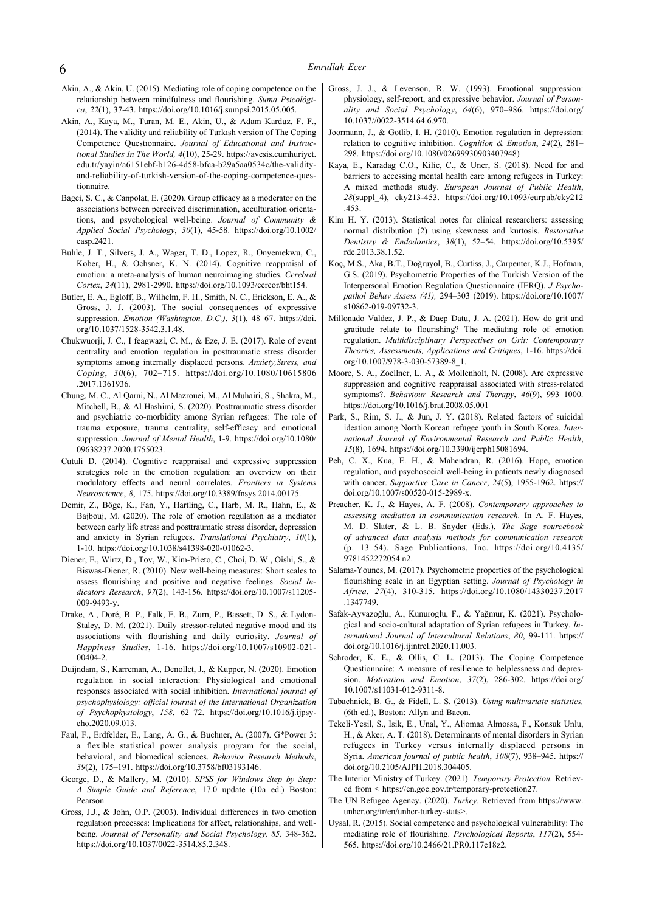Akin, A., & Akin, U. (2015). Mediating role of coping competence on the relationship between mindfulness and flourishing. *Suma Psicológica*, *22*(1), 37-43. https://doi.org/10.1016/j.sumpsi.2015.05.005.

Akin, A., Kaya, M., Turan, M. E., Akin, U., & Adam Karduz, F. F. (2014). The validity and reliability of Turkısh version of The Coping Competence Questıonnaire. *Journal of Educatıonal and Instructıonal Studies In The World, 4*(10), 25-29. https://avesis.cumhuriyet.edu.tr/yayin/a6151ebf-b126-4d58-bfca-b29a5aa0534c/the-validity-and-reliability-of-turkish-version-of-the-coping-competence-questionnaire.

Bagci, S. C., & Canpolat, E. (2020). Group efficacy as a moderator on the associations between perceived discrimination, acculturation orientations, and psychological well-being. *Journal of Community & Applied Social Psychology*, *30*(1), 45-58. https://doi.org/10.1002/casp.2421.

Buhle, J. T., Silvers, J. A., Wager, T. D., Lopez, R., Onyemekwu, C., Kober, H., & Ochsner, K. N. (2014). Cognitive reappraisal of emotion: a meta-analysis of human neuroimaging studies. *Cerebral Cortex*, *24*(11), 2981-2990. https://doi.org/10.1093/cercor/bht154.

Butler, E. A., Egloff, B., Wilhelm, F. H., Smith, N. C., Erickson, E. A., & Gross, J. J. (2003). The social consequences of expressive suppression. *Emotion (Washington, D.C.)*, *3*(1), 48–67. https://doi.org/10.1037/1528-3542.3.1.48.

Chukwuorji, J. C., I feagwazi, C. M., & Eze, J. E. (2017). Role of event centrality and emotion regulation in posttraumatic stress disorder symptoms among internally displaced persons. *Anxiety,Stress, and Coping*, *30*(6), 702–715. https://doi.org/10.1080/10615806.2017.1361936.

Chung, M. C., Al Qarni, N., Al Mazrouei, M., Al Muhairi, S., Shakra, M., Mitchell, B., & Al Hashimi, S. (2020). Posttraumatic stress disorder and psychiatric co-morbidity among Syrian refugees: The role of trauma exposure, trauma centrality, self-efficacy and emotional suppression. *Journal of Mental Health*, 1-9. https://doi.org/10.1080/09638237.2020.1755023.

Cutuli D. (2014). Cognitive reappraisal and expressive suppression strategies role in the emotion regulation: an overview on their modulatory effects and neural correlates. *Frontiers in Systems Neuroscience*, *8*, 175. https://doi.org/10.3389/fnsys.2014.00175.

Demir, Z., Böge, K., Fan, Y., Hartling, C., Harb, M. R., Hahn, E., & Bajbouj, M. (2020). The role of emotion regulation as a mediator between early life stress and posttraumatic stress disorder, depression and anxiety in Syrian refugees. *Translational Psychiatry*, *10*(1), 1-10. https://doi.org/10.1038/s41398-020-01062-3.

Diener, E., Wirtz, D., Tov, W., Kim-Prieto, C., Choi, D. W., Oishi, S., & Biswas-Diener, R. (2010). New well-being measures: Short scales to assess flourishing and positive and negative feelings. *Social Indicators Research*, *97*(2), 143-156. https://doi.org/10.1007/s11205-009-9493-y.

Drake, A., Doré, B. P., Falk, E. B., Zurn, P., Bassett, D. S., & Lydon-Staley, D. M. (2021). Daily stressor-related negative mood and its associations with flourishing and daily curiosity. *Journal of Happiness Studies*, 1-16. https://doi.org/10.1007/s10902-021-00404-2.

Duijndam, S., Karreman, A., Denollet, J., & Kupper, N. (2020). Emotion regulation in social interaction: Physiological and emotional responses associated with social inhibition. *International journal of psychophysiology: official journal of the International Organization of Psychophysiology*, *158*, 62–72. https://doi.org/10.1016/j.ijpsycho.2020.09.013.

Faul, F., Erdfelder, E., Lang, A. G., & Buchner, A. (2007). G*Power 3: a flexible statistical power analysis program for the social, behavioral, and biomedical sciences. *Behavior Research Methods*, *39*(2), 175–191. https://doi.org/10.3758/bf03193146.

George, D., & Mallery, M. (2010). *SPSS for Windows Step by Step: A Simple Guide and Reference*, 17.0 update (10a ed.) Boston: Pearson

Gross, J.J., & John, O.P. (2003). Individual differences in two emotion regulation processes: Implications for affect, relationships, and well-being. *Journal of Personality and Social Psychology, 85,* 348-362. https://doi.org/10.1037/0022-3514.85.2.348.

Gross, J. J., & Levenson, R. W. (1993). Emotional suppression: physiology, self-report, and expressive behavior. *Journal of Personality and Social Psychology*, *64*(6), 970–986. https://doi.org/10.1037//0022-3514.64.6.970.

Joormann, J., & Gotlib, I. H. (2010). Emotion regulation in depression: relation to cognitive inhibition. *Cognition & Emotion*, *24*(2), 281–298. https://doi.org/10.1080/02699930903407948)

Kaya, E., Karadag C.O., Kilic, C., & Uner, S. (2018). Need for and barriers to accessing mental health care among refugees in Turkey: A mixed methods study. *European Journal of Public Health*, *28*(suppl_4), cky213-453. https://doi.org/10.1093/eurpub/cky212.453.

Kim H. Y. (2013). Statistical notes for clinical researchers: assessing normal distribution (2) using skewness and kurtosis. *Restorative Dentistry & Endodontics*, *38*(1), 52–54. https://doi.org/10.5395/rde.2013.38.1.52.

Koç, M.S., Aka, B.T., Doğruyol, B., Curtiss, J., Carpenter, K.J., Hofman, G.S. (2019). Psychometric Properties of the Turkish Version of the Interpersonal Emotion Regulation Questionnaire (IERQ). *J Psychopathol Behav Assess (41),* 294–303 (2019). https://doi.org/10.1007/s10862-019-09732-3.

Millonado Valdez, J. P., & Daep Datu, J. A. (2021). How do grit and gratitude relate to flourishing? The mediating role of emotion regulation. *Multidisciplinary Perspectives on Grit: Contemporary Theories, Assessments, Applications and Critiques*, 1-16. https://doi.org/10.1007/978-3-030-57389-8_1.

Moore, S. A., Zoellner, L. A., & Mollenholt, N. (2008). Are expressive suppression and cognitive reappraisal associated with stress-related symptoms?. *Behaviour Research and Therapy*, *46*(9), 993–1000. https://doi.org/10.1016/j.brat.2008.05.001

Park, S., Rim, S. J., & Jun, J. Y. (2018). Related factors of suicidal ideation among North Korean refugee youth in South Korea. *International Journal of Environmental Research and Public Health*, *15*(8), 1694. https://doi.org/10.3390/ijerph15081694.

Peh, C. X., Kua, E. H., & Mahendran, R. (2016). Hope, emotion regulation, and psychosocial well-being in patients newly diagnosed with cancer. *Supportive Care in Cancer*, *24*(5), 1955-1962. https://doi.org/10.1007/s00520-015-2989-x.

Preacher, K. J., & Hayes, A. F. (2008). *Contemporary approaches to assessing mediation in communication research.* In A. F. Hayes, M. D. Slater, & L. B. Snyder (Eds.), *The Sage sourcebook of advanced data analysis methods for communication research* (p. 13–54). Sage Publications, Inc. https://doi.org/10.4135/9781452272054.n2.

Salama-Younes, M. (2017). Psychometric properties of the psychological flourishing scale in an Egyptian setting. *Journal of Psychology in Africa*, *27*(4), 310-315. https://doi.org/10.1080/14330237.2017.1347749.

Safak-Ayvazoğlu, A., Kunuroglu, F., & Yağmur, K. (2021). Psychological and socio-cultural adaptation of Syrian refugees in Turkey. *International Journal of Intercultural Relations*, *80*, 99-111. https://doi.org/10.1016/j.ijintrel.2020.11.003.

Schroder, K. E., & Ollis, C. L. (2013). The Coping Competence Questionnaire: A measure of resilience to helplessness and depression. *Motivation and Emotion*, *37*(2), 286-302. https://doi.org/10.1007/s11031-012-9311-8.

Tabachnick, B. G., & Fidell, L. S. (2013). *Using multivariate statistics,* (6th ed.), Boston: Allyn and Bacon.

Tekeli-Yesil, S., Isik, E., Unal, Y., Aljomaa Almossa, F., Konsuk Unlu, H., & Aker, A. T. (2018). Determinants of mental disorders in Syrian refugees in Turkey versus internally displaced persons in Syria. *American journal of public health*, *108*(7), 938–945. https://doi.org/10.2105/AJPH.2018.304405.

The Interior Ministry of Turkey. (2021). *Temporary Protection.* Retrieved from < https://en.goc.gov.tr/temporary-protection27.

The UN Refugee Agency. (2020). *Turkey.* Retrieved from https://www.unhcr.org/tr/en/unhcr-turkey-stats>.

Uysal, R. (2015). Social competence and psychological vulnerability: The mediating role of flourishing. *Psychological Reports*, *117*(2), 554-565. https://doi.org/10.2466/21.PR0.117c18z2.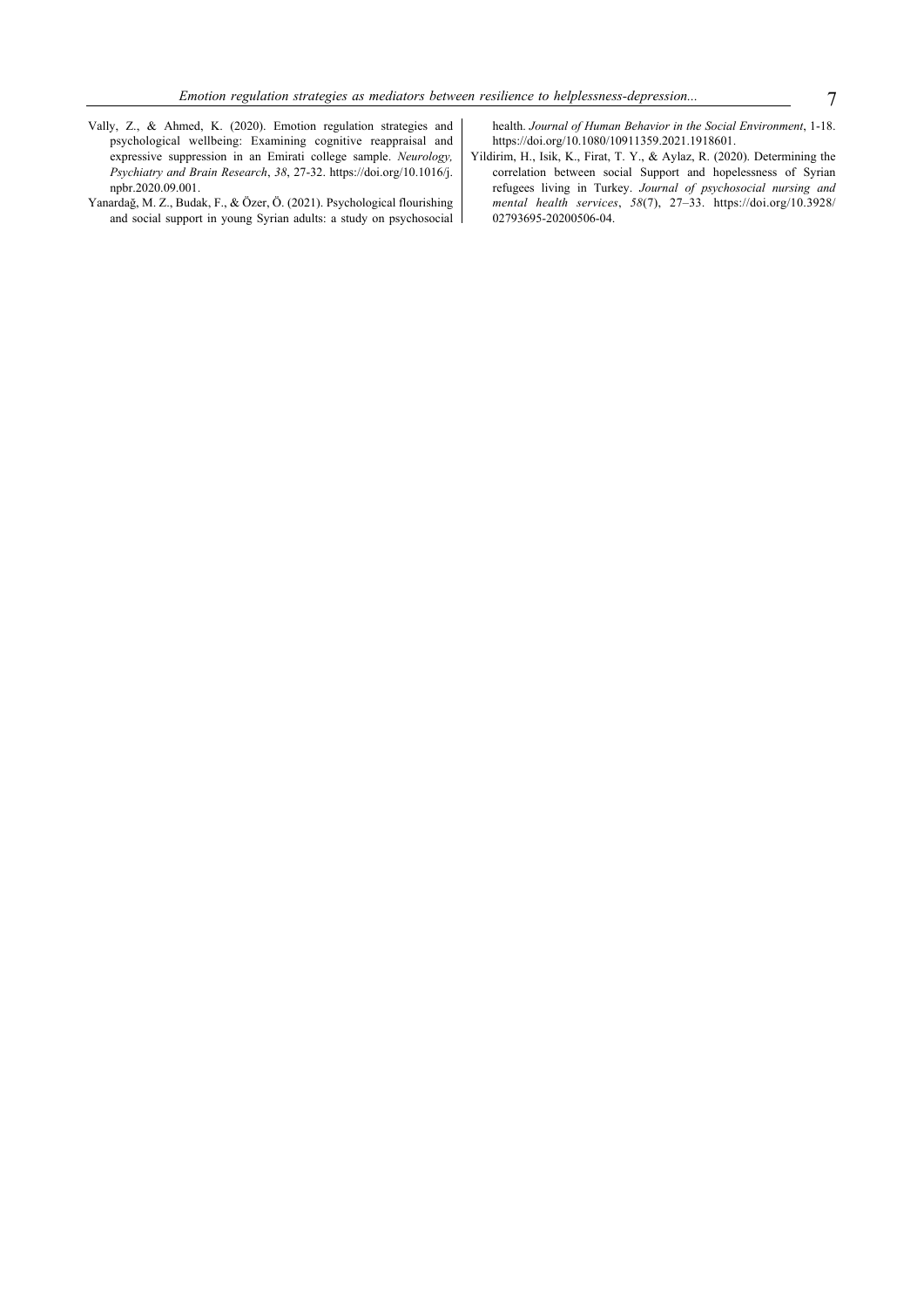Vally, Z., & Ahmed, K. (2020). Emotion regulation strategies and psychological wellbeing: Examining cognitive reappraisal and expressive suppression in an Emirati college sample. *Neurology, Psychiatry and Brain Research*, *38*, 27-32. https://doi.org/10.1016/j.npbr.2020.09.001.

Yanardağ, M. Z., Budak, F., & Özer, Ö. (2021). Psychological flourishing and social support in young Syrian adults: a study on psychosocial health. *Journal of Human Behavior in the Social Environment*, 1-18. https://doi.org/10.1080/10911359.2021.1918601.

Yildirim, H., Isik, K., Firat, T. Y., & Aylaz, R. (2020). Determining the correlation between social Support and hopelessness of Syrian refugees living in Turkey. *Journal of psychosocial nursing and mental health services*, *58*(7), 27–33. https://doi.org/10.3928/02793695-20200506-04.